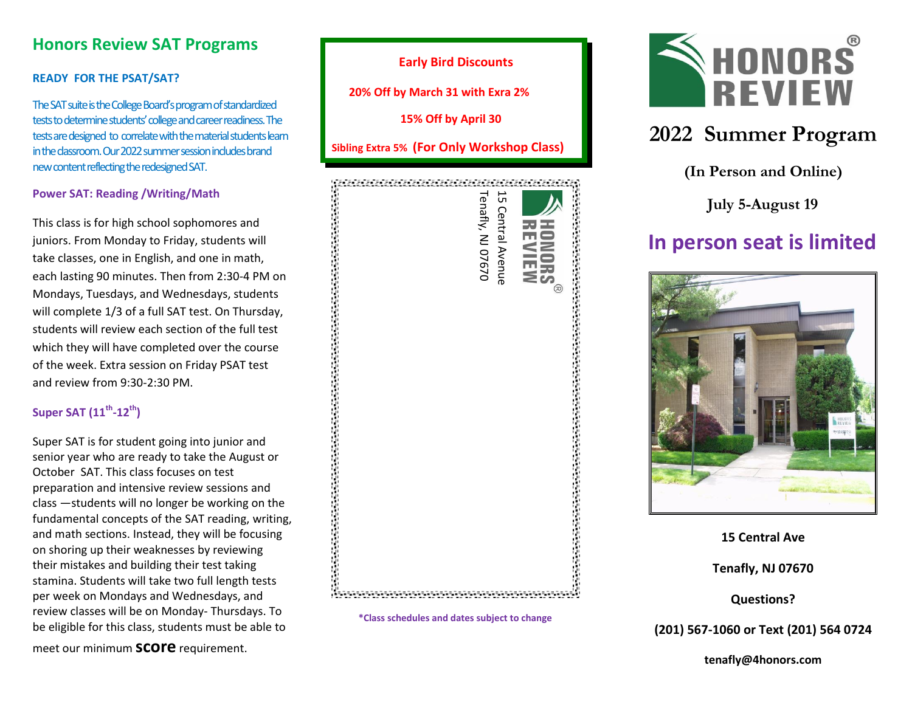## Honors Review SAT Programs

### READY FOR THE PSAT/SAT?

The SAT suite is the College Board's program of standardized tests to determine students' college and career readiness. The tests are designed to correlate with the material students learn in the classroom. Our 2022 summer session includes brand new content reflecting the redesigned SAT.

### Power SAT: Reading /Writing/Math

This class is for high school sophomores and juniors. From Monday to Friday, students will take classes, one in English, and one in math, each lasting 90 minutes. Then from 2:30-4 PM on Mondays, Tuesdays, and Wednesdays, students will complete 1/3 of a full SAT test. On Thursday, students will review each section of the full test which they will have completed over the course of the week. Extra session on Friday PSAT test and review from 9:30-2:30 PM.

### Super SAT (11th-12th)

Super SAT is for student going into junior and senior year who are ready to take the August or October SAT. This class focuses on test preparation and intensive review sessions and class —students will no longer be working on the fundamental concepts of the SAT reading, writing, and math sections. Instead, they will be focusing on shoring up their weaknesses by reviewing their mistakes and building their test taking stamina. Students will take two full length tests per week on Mondays and Wednesdays, and review classes will be on Monday- Thursdays. To be eligible for this class, students must be able to meet our minimum **score** requirement.

**Early Bird Discounts**

**20% Off by March 31 with Exra 2%**

**15% Off by April 30**

**Sibling Extra 5% (For Only Workshop Class)**

HONORS REVIEW®
15 Central Avenue
Tenafly, NJ 07670

*Class schedules and dates subject to change

# HONORS REVIEW®

## 2022 Summer Program

**(In Person and Online)**

**July 5-August 19**

## In person seat is limited

**15 Central Ave**

**Tenafly, NJ 07670**

**Questions?**

**(201) 567-1060 or Text (201) 564 0724**

**tenafly@4honors.com**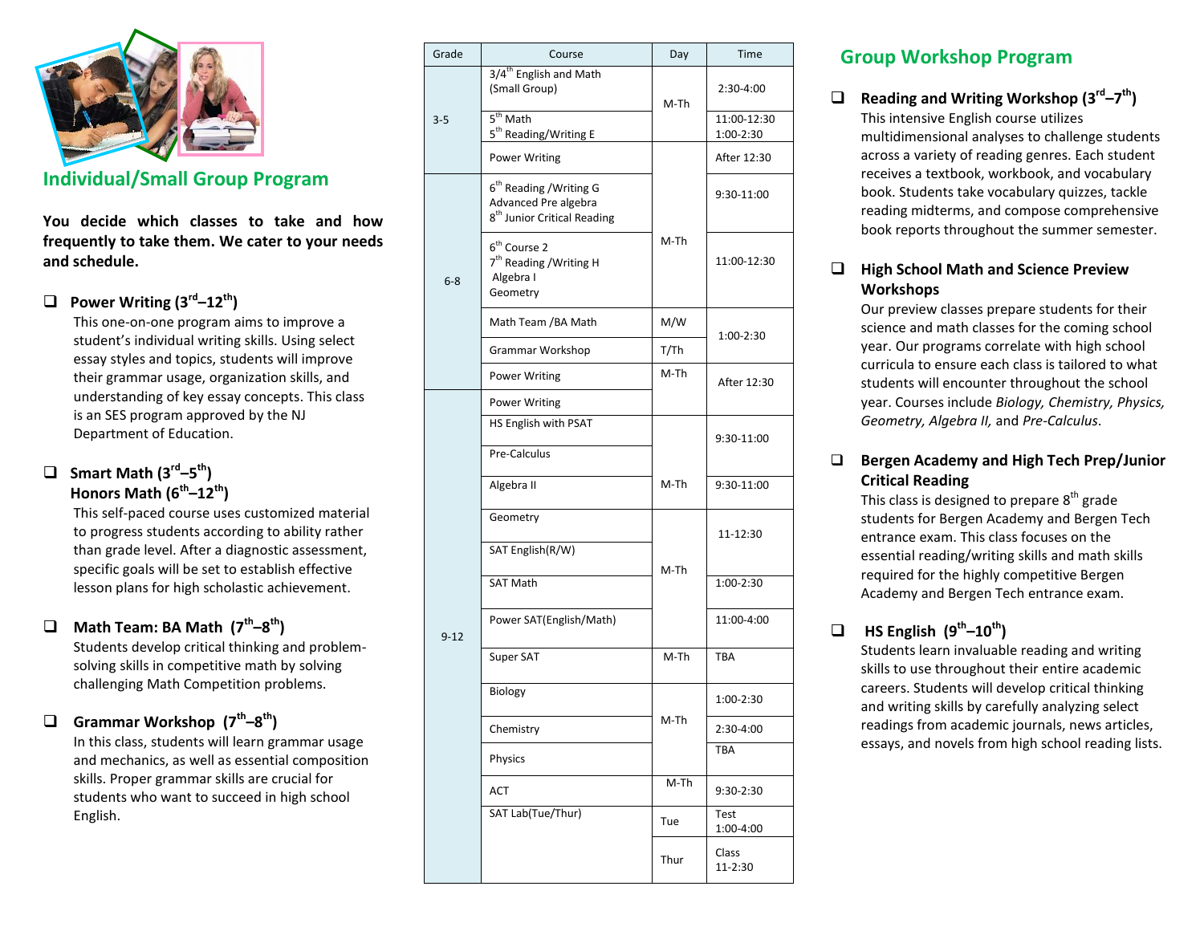## Individual/Small Group Program

**You decide which classes to take and how frequently to take them. We cater to your needs and schedule.**

### ❑ Power Writing ($3^{rd}$–$12^{th}$)

This one-on-one program aims to improve a student's individual writing skills. Using select essay styles and topics, students will improve their grammar usage, organization skills, and understanding of key essay concepts. This class is an SES program approved by the NJ Department of Education.

### ❑ Smart Math ($3^{rd}$–$5^{th}$) Honors Math ($6^{th}$–$12^{th}$)

This self-paced course uses customized material to progress students according to ability rather than grade level. After a diagnostic assessment, specific goals will be set to establish effective lesson plans for high scholastic achievement.

### ❑ Math Team: BA Math ($7^{th}$–$8^{th}$)

Students develop critical thinking and problem-solving skills in competitive math by solving challenging Math Competition problems.

### ❑ Grammar Workshop ($7^{th}$–$8^{th}$)

In this class, students will learn grammar usage and mechanics, as well as essential composition skills. Proper grammar skills are crucial for students who want to succeed in high school English.

| Grade | Course | Day | Time |
|---|---|---|---|
| 3-5 | 3/4th English and Math (Small Group) | M-Th | 2:30-4:00 |
| | 5th Math<br>5th Reading/Writing E | | 11:00-12:30<br>1:00-2:30 |
| | Power Writing | M-Th | After 12:30 |
| 6-8 | 6th Reading /Writing G<br>Advanced Pre algebra<br>8th Junior Critical Reading | | 9:30-11:00 |
| | 6th Course 2<br>7th Reading /Writing H<br>Algebra I<br>Geometry | | 11:00-12:30 |
| | Math Team /BA Math | M/W | 1:00-2:30 |
| | Grammar Workshop | T/Th | |
| | Power Writing | M-Th | After 12:30 |
| 9-12 | Power Writing | | |
| | HS English with PSAT | M-Th | 9:30-11:00 |
| | Pre-Calculus | | |
| | Algebra II | | 9:30-11:00 |
| | Geometry | M-Th | 11-12:30 |
| | SAT English(R/W) | | |
| | SAT Math | | 1:00-2:30 |
| | Power SAT(English/Math) | | 11:00-4:00 |
| | Super SAT | M-Th | TBA |
| | Biology | M-Th | 1:00-2:30 |
| | Chemistry | | 2:30-4:00 |
| | Physics | | TBA |
| | ACT | M-Th | 9:30-2:30 |
| | SAT Lab(Tue/Thur) | Tue | Test<br>1:00-4:00 |
| | | Thur | Class<br>11-2:30 |

## Group Workshop Program

### ❑ Reading and Writing Workshop ($3^{rd}$–$7^{th}$)

This intensive English course utilizes multidimensional analyses to challenge students across a variety of reading genres. Each student receives a textbook, workbook, and vocabulary book. Students take vocabulary quizzes, tackle reading midterms, and compose comprehensive book reports throughout the summer semester.

### ❑ High School Math and Science Preview Workshops

Our preview classes prepare students for their science and math classes for the coming school year. Our programs correlate with high school curricula to ensure each class is tailored to what students will encounter throughout the school year. Courses include *Biology, Chemistry, Physics, Geometry, Algebra II,* and *Pre-Calculus*.

### ❑ Bergen Academy and High Tech Prep/Junior Critical Reading

This class is designed to prepare $8^{th}$ grade students for Bergen Academy and Bergen Tech entrance exam. This class focuses on the essential reading/writing skills and math skills required for the highly competitive Bergen Academy and Bergen Tech entrance exam.

### ❑ HS English ($9^{th}$–$10^{th}$)

Students learn invaluable reading and writing skills to use throughout their entire academic careers. Students will develop critical thinking and writing skills by carefully analyzing select readings from academic journals, news articles, essays, and novels from high school reading lists.